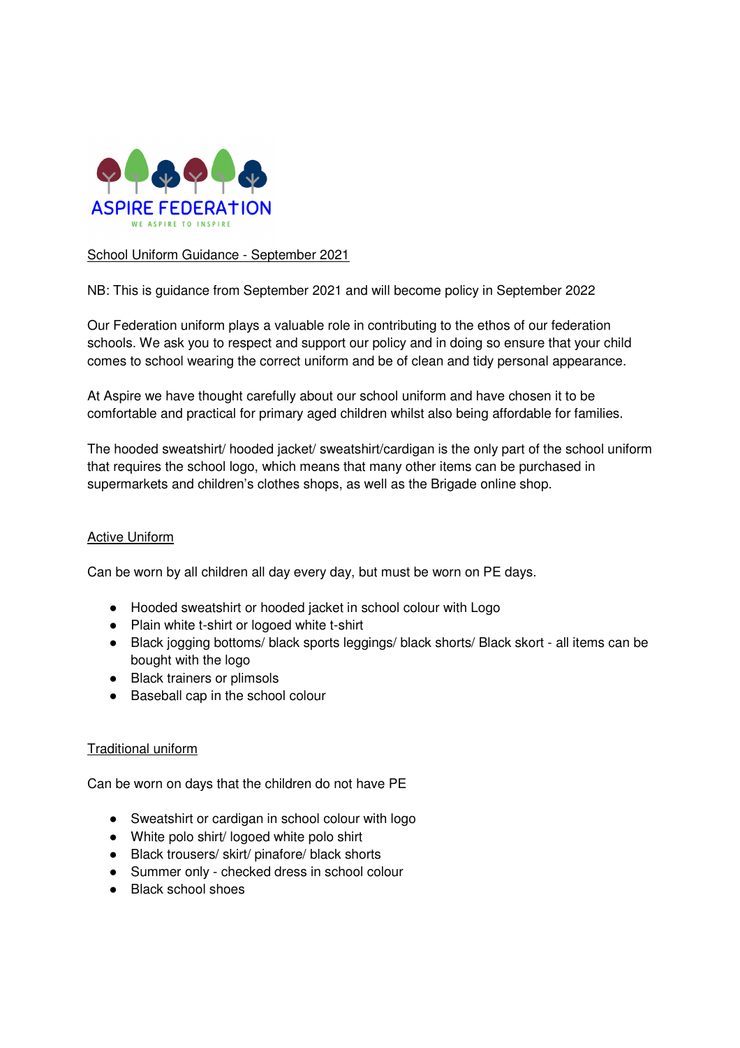ASPIRE FEDERATION

WE ASPIRE TO INSPIRE

School Uniform Guidance - September 2021

NB: This is guidance from September 2021 and will become policy in September 2022

Our Federation uniform plays a valuable role in contributing to the ethos of our federation schools. We ask you to respect and support our policy and in doing so ensure that your child comes to school wearing the correct uniform and be of clean and tidy personal appearance.

At Aspire we have thought carefully about our school uniform and have chosen it to be comfortable and practical for primary aged children whilst also being affordable for families.

The hooded sweatshirt/ hooded jacket/ sweatshirt/cardigan is the only part of the school uniform that requires the school logo, which means that many other items can be purchased in supermarkets and children's clothes shops, as well as the Brigade online shop.

## Active Uniform

Can be worn by all children all day every day, but must be worn on PE days.

- Hooded sweatshirt or hooded jacket in school colour with Logo
- Plain white t-shirt or logoed white t-shirt
- Black jogging bottoms/ black sports leggings/ black shorts/ Black skort - all items can be bought with the logo
- Black trainers or plimsols
- Baseball cap in the school colour

## Traditional uniform

Can be worn on days that the children do not have PE

- Sweatshirt or cardigan in school colour with logo
- White polo shirt/ logoed white polo shirt
- Black trousers/ skirt/ pinafore/ black shorts
- Summer only - checked dress in school colour
- Black school shoes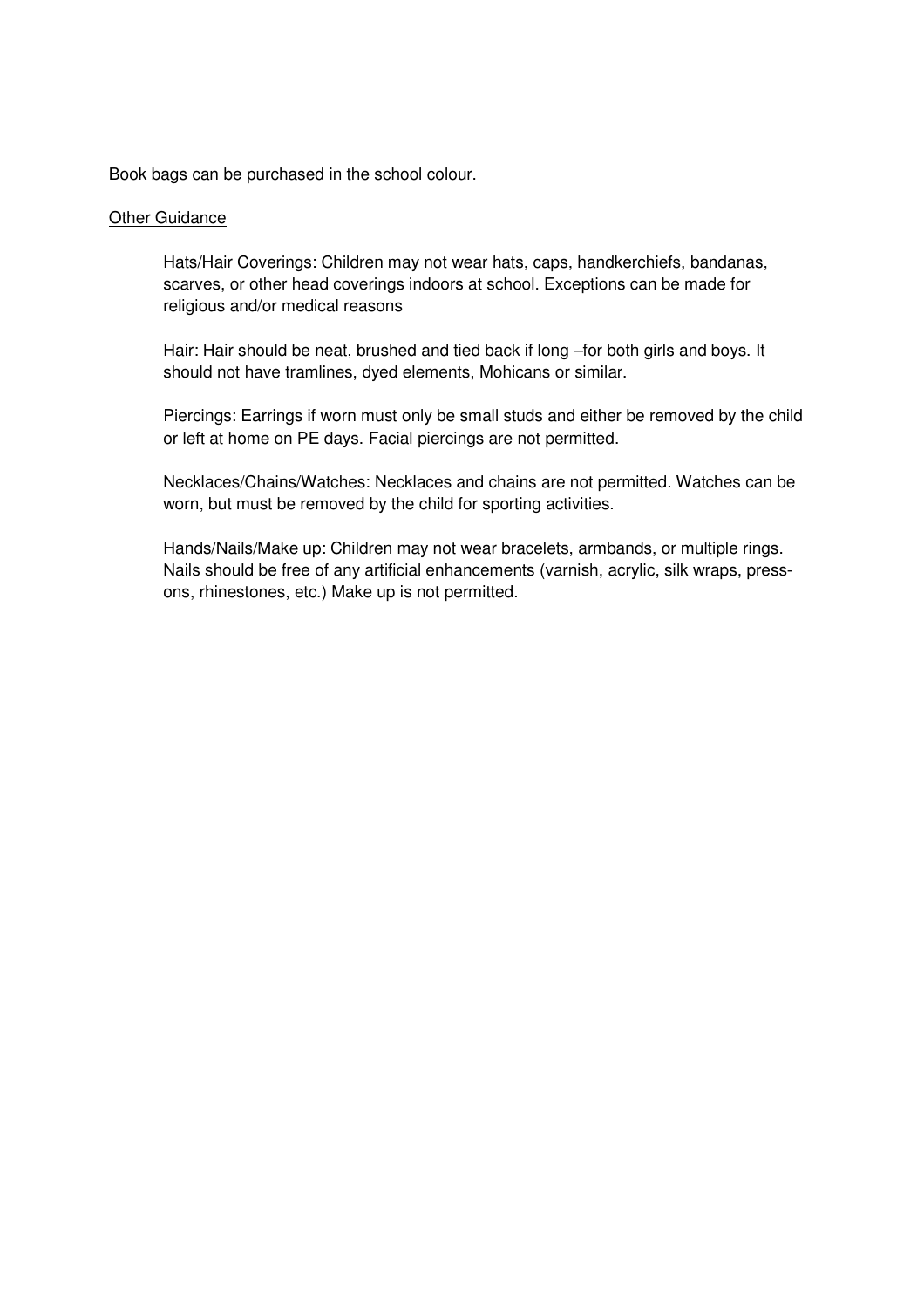Book bags can be purchased in the school colour.

Other Guidance

Hats/Hair Coverings: Children may not wear hats, caps, handkerchiefs, bandanas, scarves, or other head coverings indoors at school. Exceptions can be made for religious and/or medical reasons

Hair: Hair should be neat, brushed and tied back if long –for both girls and boys. It should not have tramlines, dyed elements, Mohicans or similar.

Piercings: Earrings if worn must only be small studs and either be removed by the child or left at home on PE days. Facial piercings are not permitted.

Necklaces/Chains/Watches: Necklaces and chains are not permitted. Watches can be worn, but must be removed by the child for sporting activities.

Hands/Nails/Make up: Children may not wear bracelets, armbands, or multiple rings. Nails should be free of any artificial enhancements (varnish, acrylic, silk wraps, press-ons, rhinestones, etc.) Make up is not permitted.